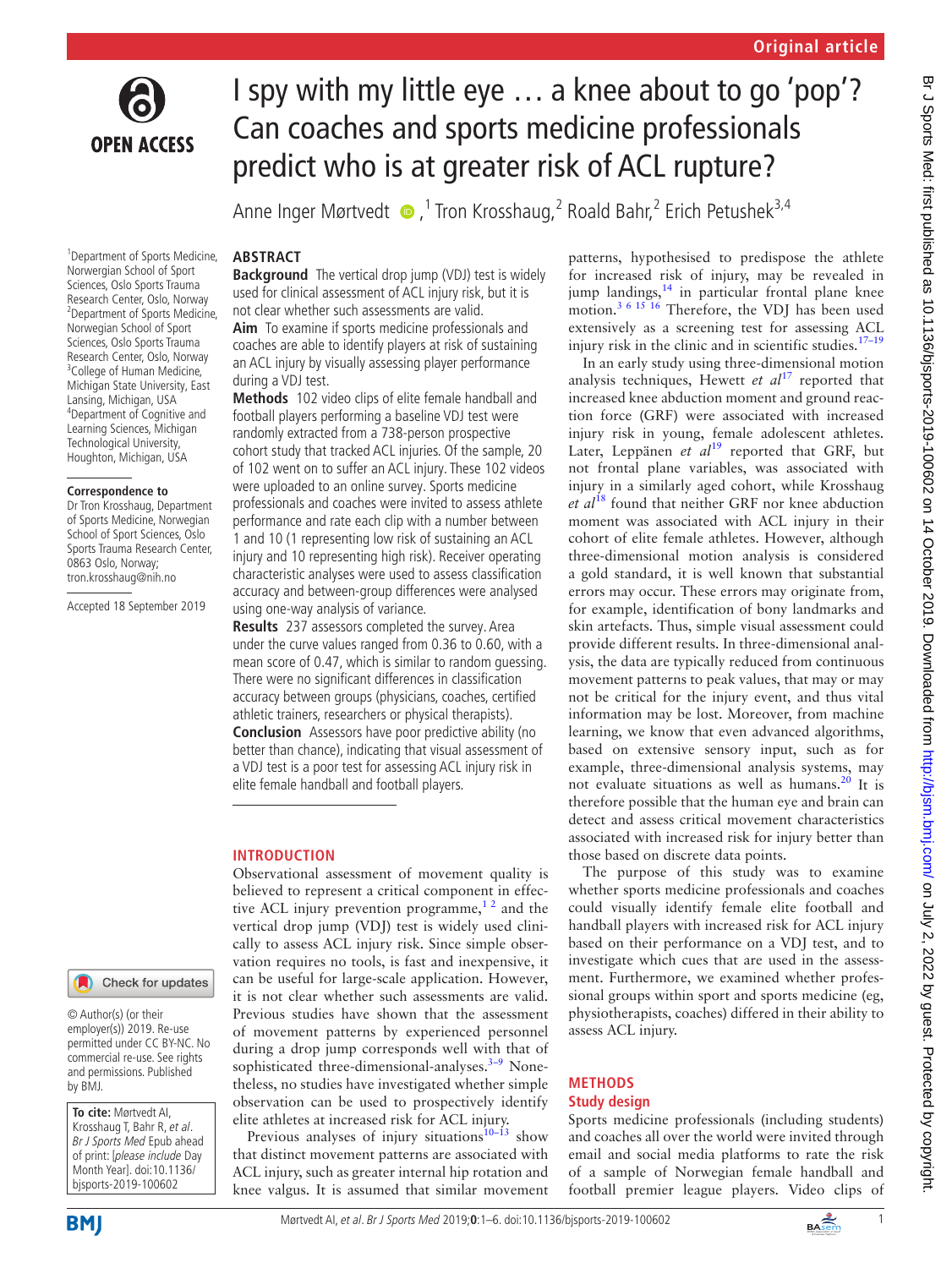# I spy with my little eye … a knee about to go 'pop'? Can coaches and sports medicine professionals predict who is at greater risk of ACL rupture?

Anne Inger Mørtvedt,[1] Tron Krosshaug,[2] Roald Bahr,[2] Erich Petushek[3,4]

[1]Department of Sports Medicine, Norwegian School of Sport Sciences, Oslo Sports Trauma Research Center, Oslo, Norway
[2]Department of Sports Medicine, Norwegian School of Sport Sciences, Oslo Sports Trauma Research Center, Oslo, Norway
[3]College of Human Medicine, Michigan State University, East Lansing, Michigan, USA
[4]Department of Cognitive and Learning Sciences, Michigan Technological University, Houghton, Michigan, USA

**Correspondence to**
Dr Tron Krosshaug, Department of Sports Medicine, Norwegian School of Sport Sciences, Oslo Sports Trauma Research Center, 0863 Oslo, Norway; tron.krosshaug@nih.no

Accepted 18 September 2019

© Author(s) (or their employer(s)) 2019. Re-use permitted under CC BY-NC. No commercial re-use. See rights and permissions. Published by BMJ.

**To cite:** Mørtvedt AI, Krosshaug T, Bahr R, *et al*. *Br J Sports Med* Epub ahead of print: [*please include* Day Month Year]. doi:10.1136/bjsports-2019-100602

## ABSTRACT

**Background** The vertical drop jump (VDJ) test is widely used for clinical assessment of ACL injury risk, but it is not clear whether such assessments are valid.

**Aim** To examine if sports medicine professionals and coaches are able to identify players at risk of sustaining an ACL injury by visually assessing player performance during a VDJ test.

**Methods** 102 video clips of elite female handball and football players performing a baseline VDJ test were randomly extracted from a 738-person prospective cohort study that tracked ACL injuries. Of the sample, 20 of 102 went on to suffer an ACL injury. These 102 videos were uploaded to an online survey. Sports medicine professionals and coaches were invited to assess athlete performance and rate each clip with a number between 1 and 10 (1 representing low risk of sustaining an ACL injury and 10 representing high risk). Receiver operating characteristic analyses were used to assess classification accuracy and between-group differences were analysed using one-way analysis of variance.

**Results** 237 assessors completed the survey. Area under the curve values ranged from 0.36 to 0.60, with a mean score of 0.47, which is similar to random guessing. There were no significant differences in classification accuracy between groups (physicians, coaches, certified athletic trainers, researchers or physical therapists).

**Conclusion** Assessors have poor predictive ability (no better than chance), indicating that visual assessment of a VDJ test is a poor test for assessing ACL injury risk in elite female handball and football players.

## INTRODUCTION

Observational assessment of movement quality is believed to represent a critical component in effective ACL injury prevention programme,[1 2] and the vertical drop jump (VDJ) test is widely used clinically to assess ACL injury risk. Since simple observation requires no tools, is fast and inexpensive, it can be useful for large-scale application. However, it is not clear whether such assessments are valid. Previous studies have shown that the assessment of movement patterns by experienced personnel during a drop jump corresponds well with that of sophisticated three-dimensional-analyses.[3–9] Nonetheless, no studies have investigated whether simple observation can be used to prospectively identify elite athletes at increased risk for ACL injury.

Previous analyses of injury situations[10–13] show that distinct movement patterns are associated with ACL injury, such as greater internal hip rotation and knee valgus. It is assumed that similar movement patterns, hypothesised to predispose the athlete for increased risk of injury, may be revealed in jump landings,[14] in particular frontal plane knee motion.[3 6 15 16] Therefore, the VDJ has been used extensively as a screening test for assessing ACL injury risk in the clinic and in scientific studies.[17–19]

In an early study using three-dimensional motion analysis techniques, Hewett *et al*[17] reported that increased knee abduction moment and ground reaction force (GRF) were associated with increased injury risk in young, female adolescent athletes. Later, Leppänen *et al*[19] reported that GRF, but not frontal plane variables, was associated with injury in a similarly aged cohort, while Krosshaug *et al*[18] found that neither GRF nor knee abduction moment was associated with ACL injury in their cohort of elite female athletes. However, although three-dimensional motion analysis is considered a gold standard, it is well known that substantial errors may occur. These errors may originate from, for example, identification of bony landmarks and skin artefacts. Thus, simple visual assessment could provide different results. In three-dimensional analysis, the data are typically reduced from continuous movement patterns to peak values, that may or may not be critical for the injury event, and thus vital information may be lost. Moreover, from machine learning, we know that even advanced algorithms, based on extensive sensory input, such as for example, three-dimensional analysis systems, may not evaluate situations as well as humans.[20] It is therefore possible that the human eye and brain can detect and assess critical movement characteristics associated with increased risk for injury better than those based on discrete data points.

The purpose of this study was to examine whether sports medicine professionals and coaches could visually identify female elite football and handball players with increased risk for ACL injury based on their performance on a VDJ test, and to investigate which cues that are used in the assessment. Furthermore, we examined whether professional groups within sport and sports medicine (eg, physiotherapists, coaches) differed in their ability to assess ACL injury.

## METHODS

### Study design

Sports medicine professionals (including students) and coaches all over the world were invited through email and social media platforms to rate the risk of a sample of Norwegian female handball and football premier league players. Video clips of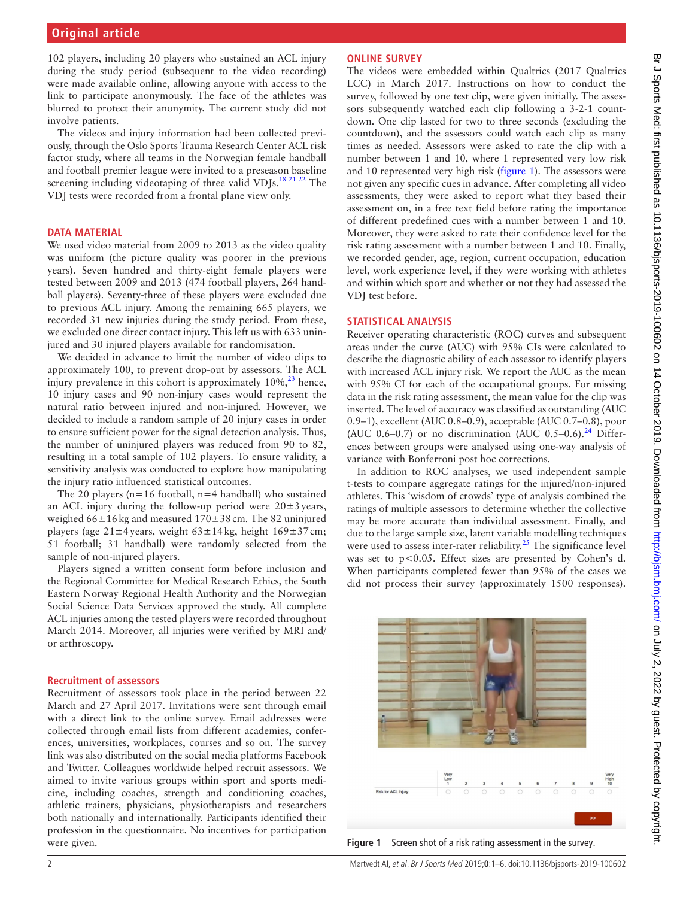102 players, including 20 players who sustained an ACL injury during the study period (subsequent to the video recording) were made available online, allowing anyone with access to the link to participate anonymously. The face of the athletes was blurred to protect their anonymity. The current study did not involve patients.

The videos and injury information had been collected previously, through the Oslo Sports Trauma Research Center ACL risk factor study, where all teams in the Norwegian female handball and football premier league were invited to a preseason baseline screening including videotaping of three valid VDJs.[18 21 22] The VDJ tests were recorded from a frontal plane view only.

## DATA MATERIAL

We used video material from 2009 to 2013 as the video quality was uniform (the picture quality was poorer in the previous years). Seven hundred and thirty-eight female players were tested between 2009 and 2013 (474 football players, 264 handball players). Seventy-three of these players were excluded due to previous ACL injury. Among the remaining 665 players, we recorded 31 new injuries during the study period. From these, we excluded one direct contact injury. This left us with 633 uninjured and 30 injured players available for randomisation.

We decided in advance to limit the number of video clips to approximately 100, to prevent drop-out by assessors. The ACL injury prevalence in this cohort is approximately 10%,[23] hence, 10 injury cases and 90 non-injury cases would represent the natural ratio between injured and non-injured. However, we decided to include a random sample of 20 injury cases in order to ensure sufficient power for the signal detection analysis. Thus, the number of uninjured players was reduced from 90 to 82, resulting in a total sample of 102 players. To ensure validity, a sensitivity analysis was conducted to explore how manipulating the injury ratio influenced statistical outcomes.

The 20 players (n=16 football, n=4 handball) who sustained an ACL injury during the follow-up period were 20±3 years, weighed 66±16 kg and measured 170±38 cm. The 82 uninjured players (age 21±4 years, weight 63±14 kg, height 169±37 cm; 51 football; 31 handball) were randomly selected from the sample of non-injured players.

Players signed a written consent form before inclusion and the Regional Committee for Medical Research Ethics, the South Eastern Norway Regional Health Authority and the Norwegian Social Science Data Services approved the study. All complete ACL injuries among the tested players were recorded throughout March 2014. Moreover, all injuries were verified by MRI and/or arthroscopy.

### Recruitment of assessors

Recruitment of assessors took place in the period between 22 March and 27 April 2017. Invitations were sent through email with a direct link to the online survey. Email addresses were collected through email lists from different academies, conferences, universities, workplaces, courses and so on. The survey link was also distributed on the social media platforms Facebook and Twitter. Colleagues worldwide helped recruit assessors. We aimed to invite various groups within sport and sports medicine, including coaches, strength and conditioning coaches, athletic trainers, physicians, physiotherapists and researchers both nationally and internationally. Participants identified their profession in the questionnaire. No incentives for participation were given.

## ONLINE SURVEY

The videos were embedded within Qualtrics (2017 Qualtrics LCC) in March 2017. Instructions on how to conduct the survey, followed by one test clip, were given initially. The assessors subsequently watched each clip following a 3-2-1 countdown. One clip lasted for two to three seconds (excluding the countdown), and the assessors could watch each clip as many times as needed. Assessors were asked to rate the clip with a number between 1 and 10, where 1 represented very low risk and 10 represented very high risk (figure 1). The assessors were not given any specific cues in advance. After completing all video assessments, they were asked to report what they based their assessment on, in a free text field before rating the importance of different predefined cues with a number between 1 and 10. Moreover, they were asked to rate their confidence level for the risk rating assessment with a number between 1 and 10. Finally, we recorded gender, age, region, current occupation, education level, work experience level, if they were working with athletes and within which sport and whether or not they had assessed the VDJ test before.

## STATISTICAL ANALYSIS

Receiver operating characteristic (ROC) curves and subsequent areas under the curve (AUC) with 95% CIs were calculated to describe the diagnostic ability of each assessor to identify players with increased ACL injury risk. We report the AUC as the mean with 95% CI for each of the occupational groups. For missing data in the risk rating assessment, the mean value for the clip was inserted. The level of accuracy was classified as outstanding (AUC 0.9–1), excellent (AUC 0.8–0.9), acceptable (AUC 0.7–0.8), poor (AUC 0.6–0.7) or no discrimination (AUC 0.5–0.6).[24] Differences between groups were analysed using one-way analysis of variance with Bonferroni post hoc corrections.

In addition to ROC analyses, we used independent sample t-tests to compare aggregate ratings for the injured/non-injured athletes. This 'wisdom of crowds' type of analysis combined the ratings of multiple assessors to determine whether the collective may be more accurate than individual assessment. Finally, and due to the large sample size, latent variable modelling techniques were used to assess inter-rater reliability.[25] The significance level was set to $p<0.05$. Effect sizes are presented by Cohen's d. When participants completed fewer than 95% of the cases we did not process their survey (approximately 1500 responses).

Very Low 1 2 3 4 5 6 7 8 9 Very High 10

Risk for ACL Injury

>>

Figure 1 Screen shot of a risk rating assessment in the survey.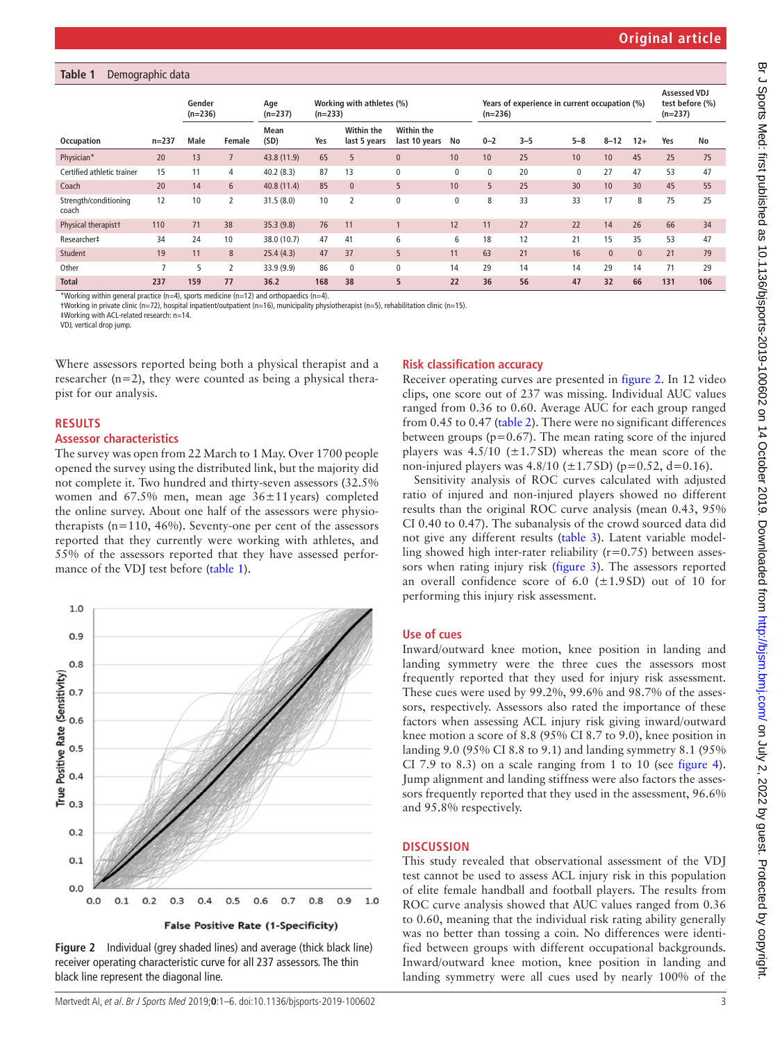**Table 1** Demographic data

| Occupation | n=237 | Gender (n=236) | | Age (n=237) | Working with athletes (%) (n=233) | | | | Years of experience in current occupation (%) (n=236) | | | | | Assessed VDJ test before (%) (n=237) | |
|---|---|---|---|---|---|---|---|---|---|---|---|---|---|---|---|
| | | Male | Female | Mean (SD) | Yes | Within the last 5 years | Within the last 10 years | No | 0–2 | 3–5 | 5–8 | 8–12 | 12+ | Yes | No |
| Physician* | 20 | 13 | 7 | 43.8 (11.9) | 65 | 5 | 0 | 10 | 10 | 25 | 10 | 10 | 45 | 25 | 75 |
| Certified athletic trainer | 15 | 11 | 4 | 40.2 (8.3) | 87 | 13 | 0 | 0 | 0 | 20 | 0 | 27 | 47 | 53 | 47 |
| Coach | 20 | 14 | 6 | 40.8 (11.4) | 85 | 0 | 5 | 10 | 5 | 25 | 30 | 10 | 30 | 45 | 55 |
| Strength/conditioning coach | 12 | 10 | 2 | 31.5 (8.0) | 10 | 2 | 0 | 0 | 8 | 33 | 33 | 17 | 8 | 75 | 25 |
| Physical therapist† | 110 | 71 | 38 | 35.3 (9.8) | 76 | 11 | 1 | 12 | 11 | 27 | 22 | 14 | 26 | 66 | 34 |
| Researcher‡ | 34 | 24 | 10 | 38.0 (10.7) | 47 | 41 | 6 | 6 | 18 | 12 | 21 | 15 | 35 | 53 | 47 |
| Student | 19 | 11 | 8 | 25.4 (4.3) | 47 | 37 | 5 | 11 | 63 | 21 | 16 | 0 | 0 | 21 | 79 |
| Other | 7 | 5 | 2 | 33.9 (9.9) | 86 | 0 | 0 | 14 | 29 | 14 | 14 | 29 | 14 | 71 | 29 |
| **Total** | **237** | **159** | **77** | **36.2** | **168** | **38** | **5** | **22** | **36** | **56** | **47** | **32** | **66** | **131** | **106** |

*Working within general practice (n=4), sports medicine (n=12) and orthopaedics (n=4).
†Working in private clinic (n=72), hospital inpatient/outpatient (n=16), municipality physiotherapist (n=5), rehabilitation clinic (n=15).
‡Working with ACL-related research: n=14.
VDJ, vertical drop jump.

Where assessors reported being both a physical therapist and a researcher (n=2), they were counted as being a physical therapist for our analysis.

## RESULTS

### Assessor characteristics

The survey was open from 22 March to 1 May. Over 1700 people opened the survey using the distributed link, but the majority did not complete it. Two hundred and thirty-seven assessors (32.5% women and 67.5% men, mean age 36±11 years) completed the online survey. About one half of the assessors were physiotherapists (n=110, 46%). Seventy-one per cent of the assessors reported that they currently were working with athletes, and 55% of the assessors reported that they have assessed performance of the VDJ test before (table 1).

1.0
0.9
0.8
0.7
0.6
0.5
0.4
0.3
0.2
0.1
0.0
0.0 0.1 0.2 0.3 0.4 0.5 0.6 0.7 0.8 0.9 1.0
True Positive Rate (Sensitivity)
False Positive Rate (1-Specificity)

**Figure 2** Individual (grey shaded lines) and average (thick black line) receiver operating characteristic curve for all 237 assessors. The thin black line represent the diagonal line.

### Risk classification accuracy

Receiver operating curves are presented in figure 2. In 12 video clips, one score out of 237 was missing. Individual AUC values ranged from 0.36 to 0.60. Average AUC for each group ranged from 0.45 to 0.47 (table 2). There were no significant differences between groups (p=0.67). The mean rating score of the injured players was 4.5/10 (±1.7 SD) whereas the mean score of the non-injured players was 4.8/10 (±1.7 SD) (p=0.52, d=0.16).

Sensitivity analysis of ROC curves calculated with adjusted ratio of injured and non-injured players showed no different results than the original ROC curve analysis (mean 0.43, 95% CI 0.40 to 0.47). The subanalysis of the crowd sourced data did not give any different results (table 3). Latent variable modelling showed high inter-rater reliability (r=0.75) between assessors when rating injury risk (figure 3). The assessors reported an overall confidence score of 6.0 (±1.9 SD) out of 10 for performing this injury risk assessment.

### Use of cues

Inward/outward knee motion, knee position in landing and landing symmetry were the three cues the assessors most frequently reported that they used for injury risk assessment. These cues were used by 99.2%, 99.6% and 98.7% of the assessors, respectively. Assessors also rated the importance of these factors when assessing ACL injury risk giving inward/outward knee motion a score of 8.8 (95% CI 8.7 to 9.0), knee position in landing 9.0 (95% CI 8.8 to 9.1) and landing symmetry 8.1 (95% CI 7.9 to 8.3) on a scale ranging from 1 to 10 (see figure 4). Jump alignment and landing stiffness were also factors the assessors frequently reported that they used in the assessment, 96.6% and 95.8% respectively.

## DISCUSSION

This study revealed that observational assessment of the VDJ test cannot be used to assess ACL injury risk in this population of elite female handball and football players. The results from ROC curve analysis showed that AUC values ranged from 0.36 to 0.60, meaning that the individual risk rating ability generally was no better than tossing a coin. No differences were identified between groups with different occupational backgrounds. Inward/outward knee motion, knee position in landing and landing symmetry were all cues used by nearly 100% of the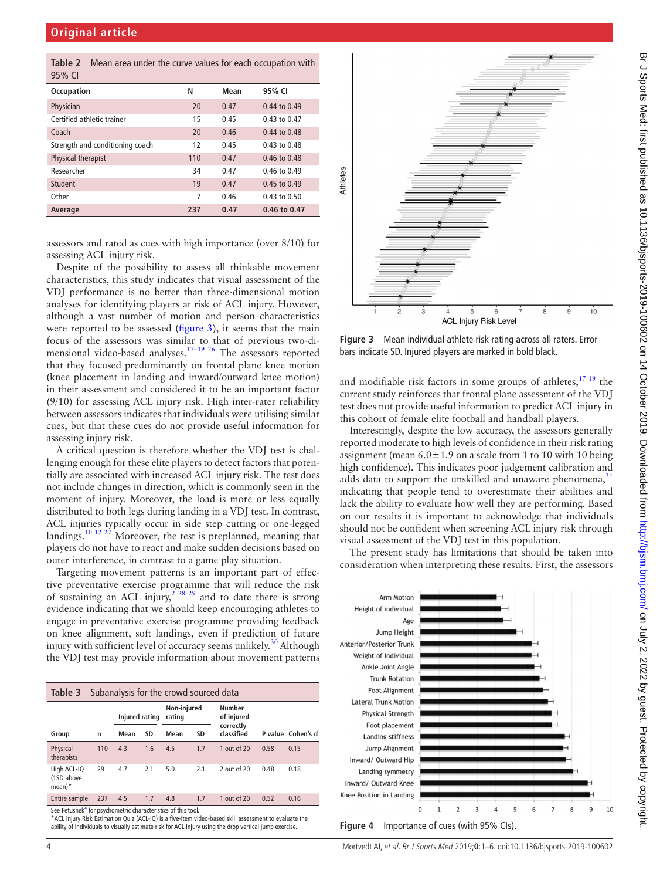**Table 2** Mean area under the curve values for each occupation with 95% CI

| Occupation | N | Mean | 95% CI |
|---|---|---|---|
| Physician | 20 | 0.47 | 0.44 to 0.49 |
| Certified athletic trainer | 15 | 0.45 | 0.43 to 0.47 |
| Coach | 20 | 0.46 | 0.44 to 0.48 |
| Strength and conditioning coach | 12 | 0.45 | 0.43 to 0.48 |
| Physical therapist | 110 | 0.47 | 0.46 to 0.48 |
| Researcher | 34 | 0.47 | 0.46 to 0.49 |
| Student | 19 | 0.47 | 0.45 to 0.49 |
| Other | 7 | 0.46 | 0.43 to 0.50 |
| **Average** | **237** | **0.47** | **0.46 to 0.47** |

assessors and rated as cues with high importance (over 8/10) for assessing ACL injury risk.

Despite of the possibility to assess all thinkable movement characteristics, this study indicates that visual assessment of the VDJ performance is no better than three-dimensional motion analyses for identifying players at risk of ACL injury. However, although a vast number of motion and person characteristics were reported to be assessed (figure 3), it seems that the main focus of the assessors was similar to that of previous two-dimensional video-based analyses.[17–19 26] The assessors reported that they focused predominantly on frontal plane knee motion (knee placement in landing and inward/outward knee motion) in their assessment and considered it to be an important factor (9/10) for assessing ACL injury risk. High inter-rater reliability between assessors indicates that individuals were utilising similar cues, but that these cues do not provide useful information for assessing injury risk.

A critical question is therefore whether the VDJ test is challenging enough for these elite players to detect factors that potentially are associated with increased ACL injury risk. The test does not include changes in direction, which is commonly seen in the moment of injury. Moreover, the load is more or less equally distributed to both legs during landing in a VDJ test. In contrast, ACL injuries typically occur in side step cutting or one-legged landings.[10 12 27] Moreover, the test is preplanned, meaning that players do not have to react and make sudden decisions based on outer interference, in contrast to a game play situation.

Targeting movement patterns is an important part of effective preventative exercise programme that will reduce the risk of sustaining an ACL injury,[2 28 29] and to date there is strong evidence indicating that we should keep encouraging athletes to engage in preventative exercise programme providing feedback on knee alignment, soft landings, even if prediction of future injury with sufficient level of accuracy seems unlikely.[30] Although the VDJ test may provide information about movement patterns

**Table 3** Subanalysis for the crowd sourced data

| Group | n | Injured rating Mean | Injured rating SD | Non-injured rating Mean | Non-injured rating SD | Number of injured correctly classified | P value | Cohen's d |
|---|---|---|---|---|---|---|---|---|
| Physical therapists | 110 | 4.3 | 1.6 | 4.5 | 1.7 | 1 out of 20 | 0.58 | 0.15 |
| High ACL-IQ (1SD above mean)* | 29 | 4.7 | 2.1 | 5.0 | 2.1 | 2 out of 20 | 0.48 | 0.18 |
| Entire sample | 237 | 4.5 | 1.7 | 4.8 | 1.7 | 1 out of 20 | 0.52 | 0.16 |

See Petushek[4] for psychometric characteristics of this tool.
*ACL Injury Risk Estimation Quiz (ACL-IQ) is a five-item video-based skill assessment to evaluate the ability of individuals to visually estimate risk for ACL injury using the drop vertical jump exercise.

Athletes
1 2 3 4 5 6 7 8 9 10
ACL Injury Risk Level

**Figure 3** Mean individual athlete risk rating across all raters. Error bars indicate SD. Injured players are marked in bold black.

and modifiable risk factors in some groups of athletes,[17 19] the current study reinforces that frontal plane assessment of the VDJ test does not provide useful information to predict ACL injury in this cohort of female elite football and handball players.

Interestingly, despite the low accuracy, the assessors generally reported moderate to high levels of confidence in their risk rating assignment (mean 6.0±1.9 on a scale from 1 to 10 with 10 being high confidence). This indicates poor judgement calibration and adds data to support the unskilled and unaware phenomena,[31] indicating that people tend to overestimate their abilities and lack the ability to evaluate how well they are performing. Based on our results it is important to acknowledge that individuals should not be confident when screening ACL injury risk through visual assessment of the VDJ test in this population.

The present study has limitations that should be taken into consideration when interpreting these results. First, the assessors

Arm Motion
Height of individual
Age
Jump Height
Anterior/Posterior Trunk
Weight of Individual
Ankle Joint Angle
Trunk Rotation
Foot Alignment
Lateral Trunk Motion
Physical Strength
Foot placement
Landing stiffness
Jump Alignment
Inward/ Outward Hip
Landing symmetry
Inward/ Outward Knee
Knee Position in Landing
0 1 2 3 4 5 6 7 8 9 10

**Figure 4** Importance of cues (with 95% CIs).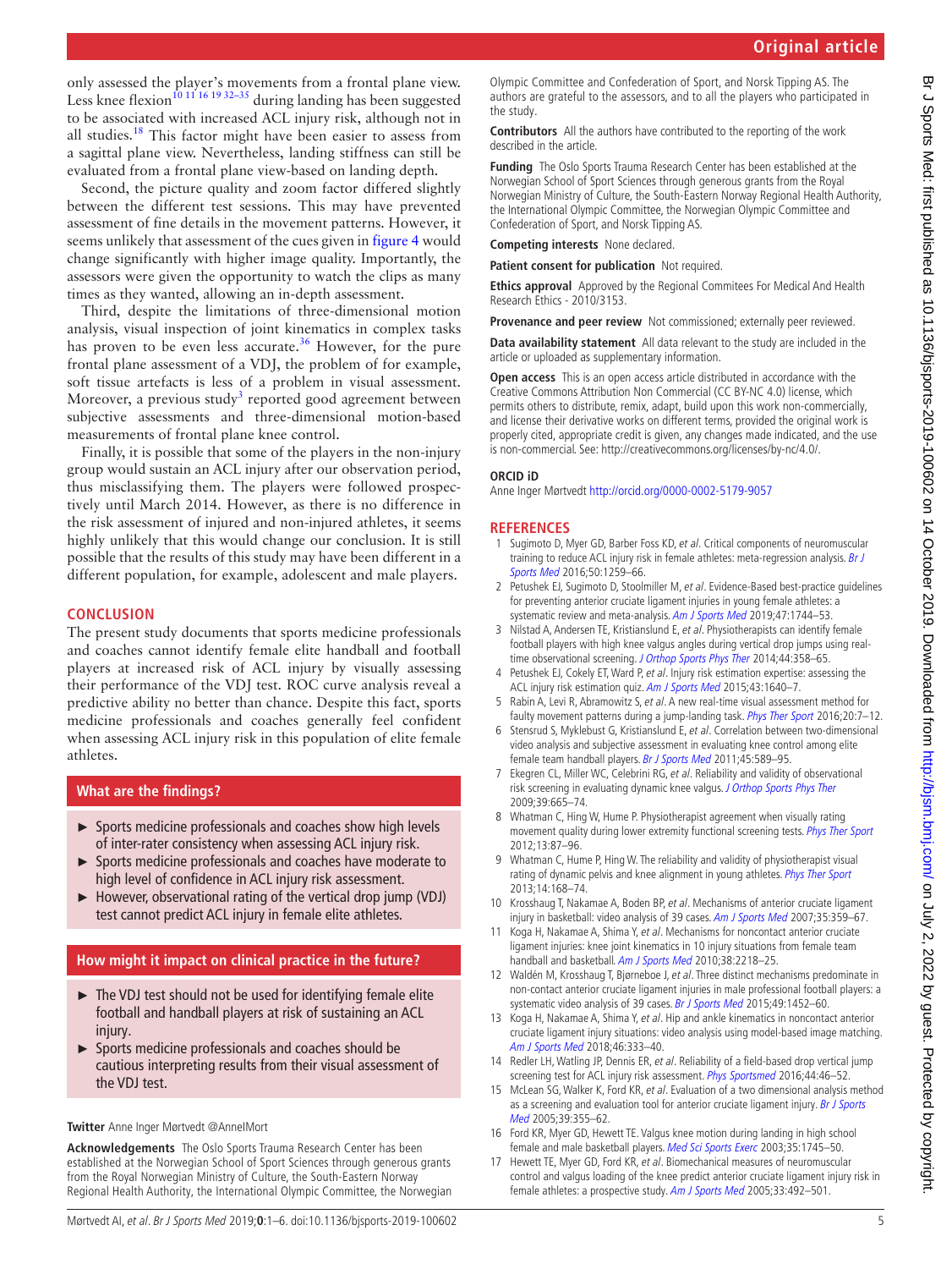only assessed the player's movements from a frontal plane view. Less knee flexion[10 11 16 19 32–35] during landing has been suggested to be associated with increased ACL injury risk, although not in all studies.[18] This factor might have been easier to assess from a sagittal plane view. Nevertheless, landing stiffness can still be evaluated from a frontal plane view-based on landing depth.

Second, the picture quality and zoom factor differed slightly between the different test sessions. This may have prevented assessment of fine details in the movement patterns. However, it seems unlikely that assessment of the cues given in figure 4 would change significantly with higher image quality. Importantly, the assessors were given the opportunity to watch the clips as many times as they wanted, allowing an in-depth assessment.

Third, despite the limitations of three-dimensional motion analysis, visual inspection of joint kinematics in complex tasks has proven to be even less accurate.[36] However, for the pure frontal plane assessment of a VDJ, the problem of for example, soft tissue artefacts is less of a problem in visual assessment. Moreover, a previous study[3] reported good agreement between subjective assessments and three-dimensional motion-based measurements of frontal plane knee control.

Finally, it is possible that some of the players in the non-injury group would sustain an ACL injury after our observation period, thus misclassifying them. The players were followed prospectively until March 2014. However, as there is no difference in the risk assessment of injured and non-injured athletes, it seems highly unlikely that this would change our conclusion. It is still possible that the results of this study may have been different in a different population, for example, adolescent and male players.

## CONCLUSION

The present study documents that sports medicine professionals and coaches cannot identify female elite handball and football players at increased risk of ACL injury by visually assessing their performance of the VDJ test. ROC curve analysis reveal a predictive ability no better than chance. Despite this fact, sports medicine professionals and coaches generally feel confident when assessing ACL injury risk in this population of elite female athletes.

### What are the findings?

- Sports medicine professionals and coaches show high levels of inter-rater consistency when assessing ACL injury risk.
- Sports medicine professionals and coaches have moderate to high level of confidence in ACL injury risk assessment.
- However, observational rating of the vertical drop jump (VDJ) test cannot predict ACL injury in female elite athletes.

### How might it impact on clinical practice in the future?

- The VDJ test should not be used for identifying female elite football and handball players at risk of sustaining an ACL injury.
- Sports medicine professionals and coaches should be cautious interpreting results from their visual assessment of the VDJ test.

**Twitter** Anne Inger Mørtvedt @AnneIMort

**Acknowledgements** The Oslo Sports Trauma Research Center has been established at the Norwegian School of Sport Sciences through generous grants from the Royal Norwegian Ministry of Culture, the South-Eastern Norway Regional Health Authority, the International Olympic Committee, the Norwegian Olympic Committee and Confederation of Sport, and Norsk Tipping AS. The authors are grateful to the assessors, and to all the players who participated in the study.

**Contributors** All the authors have contributed to the reporting of the work described in the article.

**Funding** The Oslo Sports Trauma Research Center has been established at the Norwegian School of Sport Sciences through generous grants from the Royal Norwegian Ministry of Culture, the South-Eastern Norway Regional Health Authority, the International Olympic Committee, the Norwegian Olympic Committee and Confederation of Sport, and Norsk Tipping AS.

**Competing interests** None declared.

**Patient consent for publication** Not required.

**Ethics approval** Approved by the Regional Commitees For Medical And Health Research Ethics - 2010/3153.

**Provenance and peer review** Not commissioned; externally peer reviewed.

**Data availability statement** All data relevant to the study are included in the article or uploaded as supplementary information.

**Open access** This is an open access article distributed in accordance with the Creative Commons Attribution Non Commercial (CC BY-NC 4.0) license, which permits others to distribute, remix, adapt, build upon this work non-commercially, and license their derivative works on different terms, provided the original work is properly cited, appropriate credit is given, any changes made indicated, and the use is non-commercial. See: http://creativecommons.org/licenses/by-nc/4.0/.

### ORCID iD

Anne Inger Mørtvedt http://orcid.org/0000-0002-5179-9057

## REFERENCES

1. Sugimoto D, Myer GD, Barber Foss KD, *et al*. Critical components of neuromuscular training to reduce ACL injury risk in female athletes: meta-regression analysis. *Br J Sports Med* 2016;50:1259–66.
2. Petushek EJ, Sugimoto D, Stoolmiller M, *et al*. Evidence-Based best-practice guidelines for preventing anterior cruciate ligament injuries in young female athletes: a systematic review and meta-analysis. *Am J Sports Med* 2019;47:1744–53.
3. Nilstad A, Andersen TE, Kristianslund E, *et al*. Physiotherapists can identify female football players with high knee valgus angles during vertical drop jumps using real-time observational screening. *J Orthop Sports Phys Ther* 2014;44:358–65.
4. Petushek EJ, Cokely ET, Ward P, *et al*. Injury risk estimation expertise: assessing the ACL injury risk estimation quiz. *Am J Sports Med* 2015;43:1640–7.
5. Rabin A, Levi R, Abramowitz S, *et al*. A new real-time visual assessment method for faulty movement patterns during a jump-landing task. *Phys Ther Sport* 2016;20:7–12.
6. Stensrud S, Myklebust G, Kristianslund E, *et al*. Correlation between two-dimensional video analysis and subjective assessment in evaluating knee control among elite female team handball players. *Br J Sports Med* 2011;45:589–95.
7. Ekegren CL, Miller WC, Celebrini RG, *et al*. Reliability and validity of observational risk screening in evaluating dynamic knee valgus. *J Orthop Sports Phys Ther* 2009;39:665–74.
8. Whatman C, Hing W, Hume P. Physiotherapist agreement when visually rating movement quality during lower extremity functional screening tests. *Phys Ther Sport* 2012;13:87–96.
9. Whatman C, Hume P, Hing W. The reliability and validity of physiotherapist visual rating of dynamic pelvis and knee alignment in young athletes. *Phys Ther Sport* 2013;14:168–74.
10. Krosshaug T, Nakamae A, Boden BP, *et al*. Mechanisms of anterior cruciate ligament injury in basketball: video analysis of 39 cases. *Am J Sports Med* 2007;35:359–67.
11. Koga H, Nakamae A, Shima Y, *et al*. Mechanisms for noncontact anterior cruciate ligament injuries: knee joint kinematics in 10 injury situations from female team handball and basketball. *Am J Sports Med* 2010;38:2218–25.
12. Waldén M, Krosshaug T, Bjørneboe J, *et al*. Three distinct mechanisms predominate in non-contact anterior cruciate ligament injuries in male professional football players: a systematic video analysis of 39 cases. *Br J Sports Med* 2015;49:1452–60.
13. Koga H, Nakamae A, Shima Y, *et al*. Hip and ankle kinematics in noncontact anterior cruciate ligament injury situations: video analysis using model-based image matching. *Am J Sports Med* 2018;46:333–40.
14. Redler LH, Watling JP, Dennis ER, *et al*. Reliability of a field-based drop vertical jump screening test for ACL injury risk assessment. *Phys Sportsmed* 2016;44:46–52.
15. McLean SG, Walker K, Ford KR, *et al*. Evaluation of a two dimensional analysis method as a screening and evaluation tool for anterior cruciate ligament injury. *Br J Sports Med* 2005;39:355–62.
16. Ford KR, Myer GD, Hewett TE. Valgus knee motion during landing in high school female and male basketball players. *Med Sci Sports Exerc* 2003;35:1745–50.
17. Hewett TE, Myer GD, Ford KR, *et al*. Biomechanical measures of neuromuscular control and valgus loading of the knee predict anterior cruciate ligament injury risk in female athletes: a prospective study. *Am J Sports Med* 2005;33:492–501.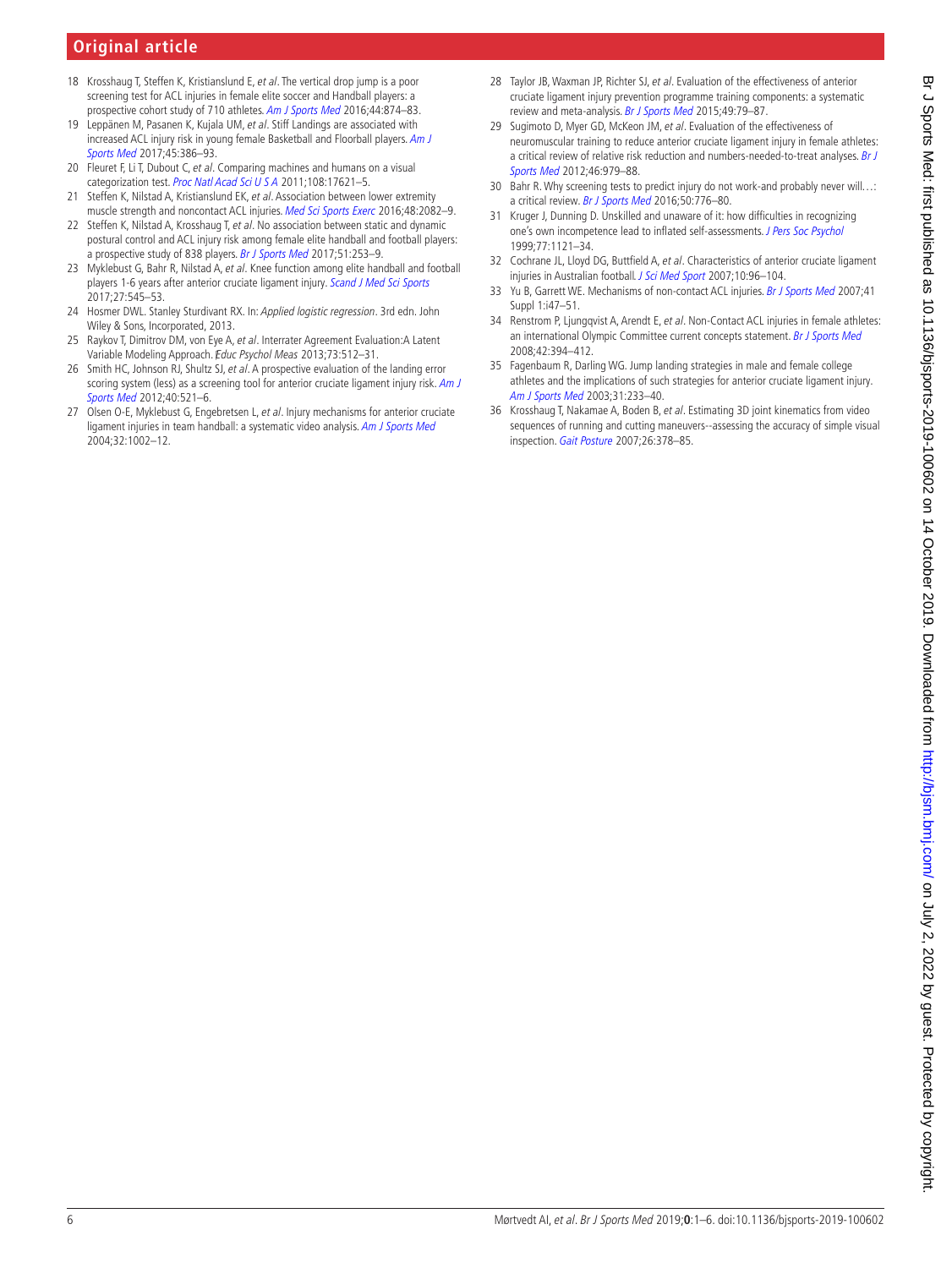18 Krosshaug T, Steffen K, Kristianslund E, *et al*. The vertical drop jump is a poor screening test for ACL injuries in female elite soccer and Handball players: a prospective cohort study of 710 athletes. *Am J Sports Med* 2016;44:874–83.

19 Leppänen M, Pasanen K, Kujala UM, *et al*. Stiff Landings are associated with increased ACL injury risk in young female Basketball and Floorball players. *Am J Sports Med* 2017;45:386–93.

20 Fleuret F, Li T, Dubout C, *et al*. Comparing machines and humans on a visual categorization test. *Proc Natl Acad Sci U S A* 2011;108:17621–5.

21 Steffen K, Nilstad A, Kristianslund EK, *et al*. Association between lower extremity muscle strength and noncontact ACL injuries. *Med Sci Sports Exerc* 2016;48:2082–9.

22 Steffen K, Nilstad A, Krosshaug T, *et al*. No association between static and dynamic postural control and ACL injury risk among female elite handball and football players: a prospective study of 838 players. *Br J Sports Med* 2017;51:253–9.

23 Myklebust G, Bahr R, Nilstad A, *et al*. Knee function among elite handball and football players 1-6 years after anterior cruciate ligament injury. *Scand J Med Sci Sports* 2017;27:545–53.

24 Hosmer DWL. Stanley Sturdivant RX. In: *Applied logistic regression*. 3rd edn. John Wiley & Sons, Incorporated, 2013.

25 Raykov T, Dimitrov DM, von Eye A, *et al*. Interrater Agreement Evaluation:A Latent Variable Modeling Approach. *Educ Psychol Meas* 2013;73:512–31.

26 Smith HC, Johnson RJ, Shultz SJ, *et al*. A prospective evaluation of the landing error scoring system (less) as a screening tool for anterior cruciate ligament injury risk. *Am J Sports Med* 2012;40:521–6.

27 Olsen O-E, Myklebust G, Engebretsen L, *et al*. Injury mechanisms for anterior cruciate ligament injuries in team handball: a systematic video analysis. *Am J Sports Med* 2004;32:1002–12.

28 Taylor JB, Waxman JP, Richter SJ, *et al*. Evaluation of the effectiveness of anterior cruciate ligament injury prevention programme training components: a systematic review and meta-analysis. *Br J Sports Med* 2015;49:79–87.

29 Sugimoto D, Myer GD, McKeon JM, *et al*. Evaluation of the effectiveness of neuromuscular training to reduce anterior cruciate ligament injury in female athletes: a critical review of relative risk reduction and numbers-needed-to-treat analyses. *Br J Sports Med* 2012;46:979–88.

30 Bahr R. Why screening tests to predict injury do not work-and probably never will…: a critical review. *Br J Sports Med* 2016;50:776–80.

31 Kruger J, Dunning D. Unskilled and unaware of it: how difficulties in recognizing one's own incompetence lead to inflated self-assessments. *J Pers Soc Psychol* 1999;77:1121–34.

32 Cochrane JL, Lloyd DG, Buttfield A, *et al*. Characteristics of anterior cruciate ligament injuries in Australian football. *J Sci Med Sport* 2007;10:96–104.

33 Yu B, Garrett WE. Mechanisms of non-contact ACL injuries. *Br J Sports Med* 2007;41 Suppl 1:i47–51.

34 Renstrom P, Ljungqvist A, Arendt E, *et al*. Non-Contact ACL injuries in female athletes: an international Olympic Committee current concepts statement. *Br J Sports Med* 2008;42:394–412.

35 Fagenbaum R, Darling WG. Jump landing strategies in male and female college athletes and the implications of such strategies for anterior cruciate ligament injury. *Am J Sports Med* 2003;31:233–40.

36 Krosshaug T, Nakamae A, Boden B, *et al*. Estimating 3D joint kinematics from video sequences of running and cutting maneuvers--assessing the accuracy of simple visual inspection. *Gait Posture* 2007;26:378–85.